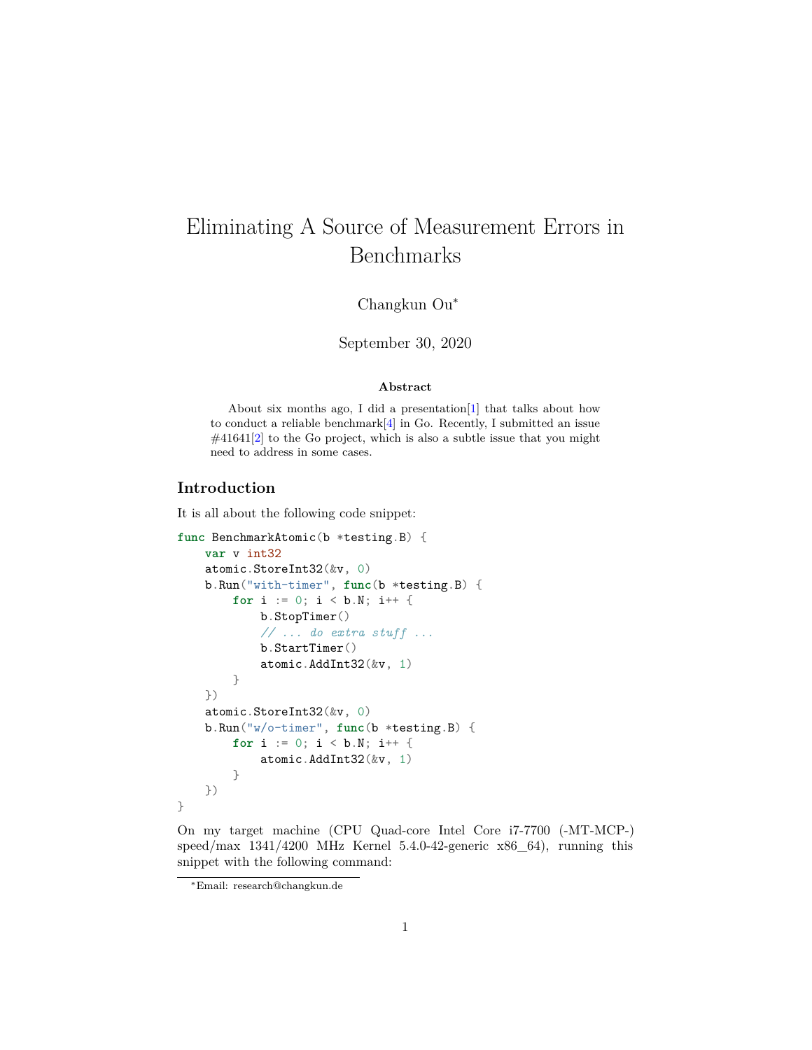# Eliminating A Source of Measurement Errors in Benchmarks

Changkun Ou*

September 30, 2020

**Abstract**

About six months ago, I did a presentation[1] that talks about how to conduct a reliable benchmark[4] in Go. Recently, I submitted an issue #41641[2] to the Go project, which is also a subtle issue that you might need to address in some cases.

## Introduction

It is all about the following code snippet:

```go
func BenchmarkAtomic(b *testing.B) {
    var v int32
    atomic.StoreInt32(&v, 0)
    b.Run("with-timer", func(b *testing.B) {
        for i := 0; i < b.N; i++ {
            b.StopTimer()
            // ... do extra stuff ...
            b.StartTimer()
            atomic.AddInt32(&v, 1)
        }
    })
    atomic.StoreInt32(&v, 0)
    b.Run("w/o-timer", func(b *testing.B) {
        for i := 0; i < b.N; i++ {
            atomic.AddInt32(&v, 1)
        }
    })
}
```

On my target machine (CPU Quad-core Intel Core i7-7700 (-MT-MCP-) speed/max 1341/4200 MHz Kernel 5.4.0-42-generic x86_64), running this snippet with the following command:

*Email: research@changkun.de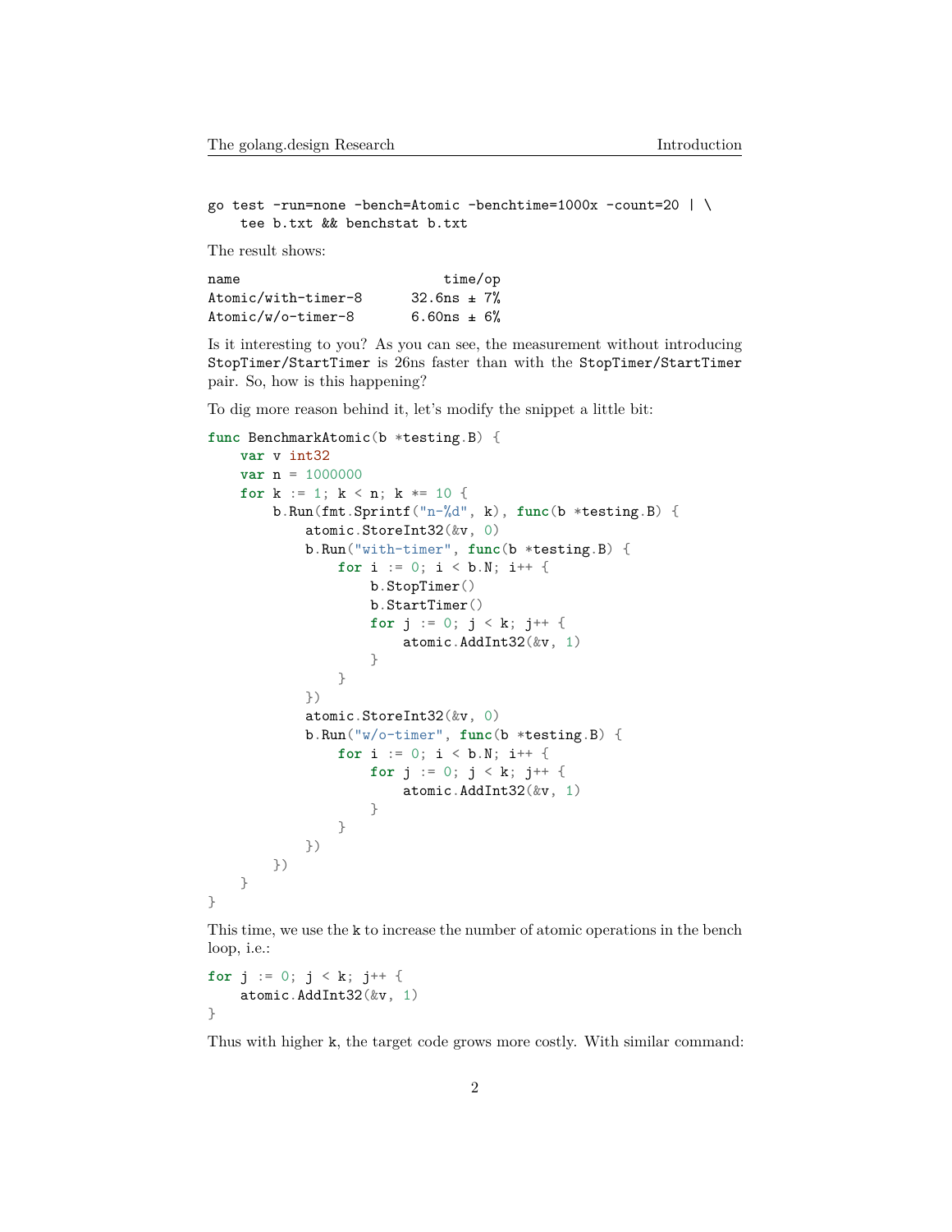```
go test -run=none -bench=Atomic -benchtime=1000x -count=20 | \
    tee b.txt && benchstat b.txt
```

The result shows:

```
name                        time/op
Atomic/with-timer-8      32.6ns ± 7%
Atomic/w/o-timer-8       6.60ns ± 6%
```

Is it interesting to you? As you can see, the measurement without introducing `StopTimer/StartTimer` is 26ns faster than with the `StopTimer/StartTimer` pair. So, how is this happening?

To dig more reason behind it, let's modify the snippet a little bit:

```go
func BenchmarkAtomic(b *testing.B) {
    var v int32
    var n = 1000000
    for k := 1; k < n; k *= 10 {
        b.Run(fmt.Sprintf("n-%d", k), func(b *testing.B) {
            atomic.StoreInt32(&v, 0)
            b.Run("with-timer", func(b *testing.B) {
                for i := 0; i < b.N; i++ {
                    b.StopTimer()
                    b.StartTimer()
                    for j := 0; j < k; j++ {
                        atomic.AddInt32(&v, 1)
                    }
                }
            })
            atomic.StoreInt32(&v, 0)
            b.Run("w/o-timer", func(b *testing.B) {
                for i := 0; i < b.N; i++ {
                    for j := 0; j < k; j++ {
                        atomic.AddInt32(&v, 1)
                    }
                }
            })
        })
    }
}
```

This time, we use the `k` to increase the number of atomic operations in the bench loop, i.e.:

```go
for j := 0; j < k; j++ {
    atomic.AddInt32(&v, 1)
}
```

Thus with higher `k`, the target code grows more costly. With similar command: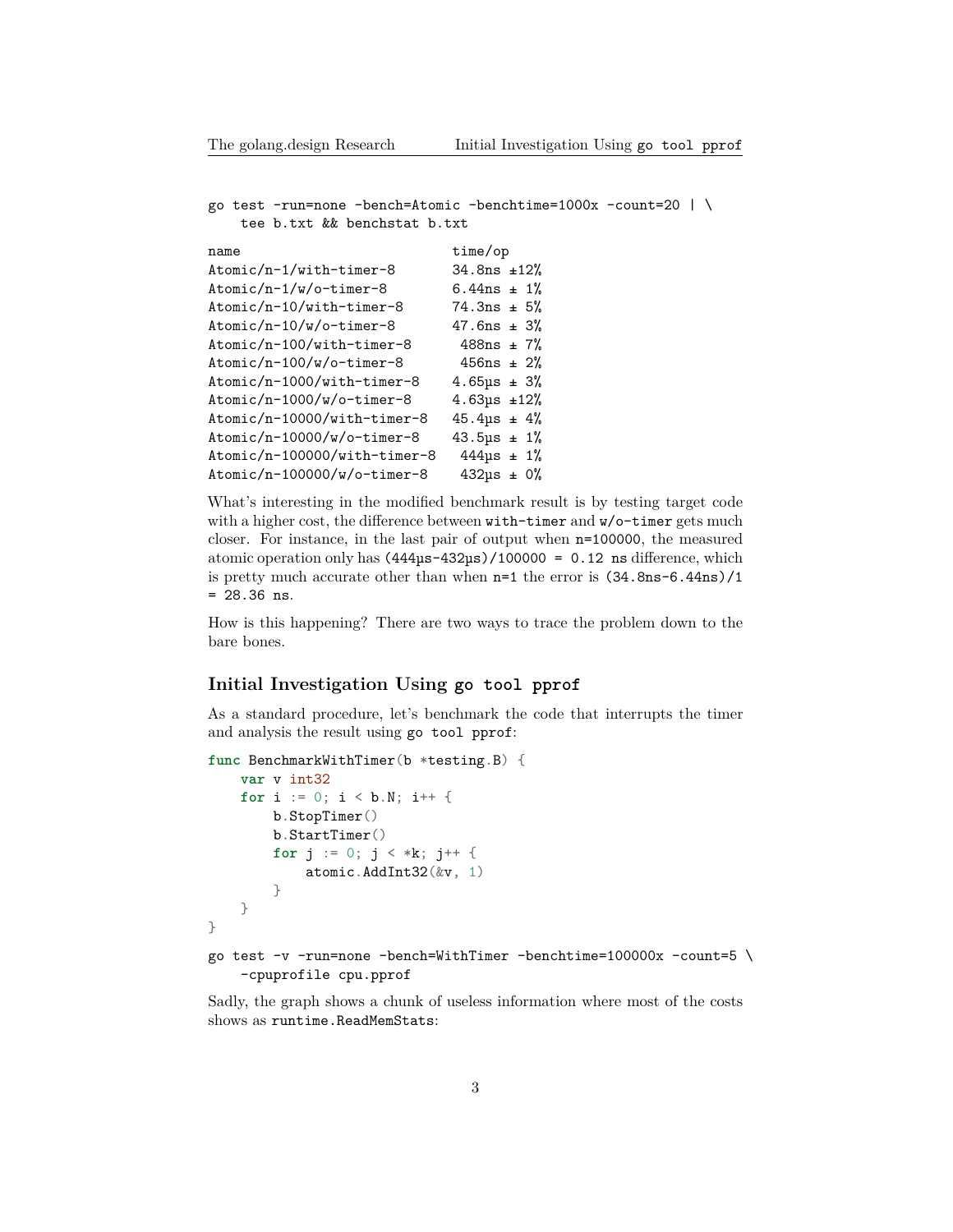```
go test -run=none -bench=Atomic -benchtime=1000x -count=20 | \
    tee b.txt && benchstat b.txt
```

```
name                          time/op
Atomic/n-1/with-timer-8       34.8ns ±12%
Atomic/n-1/w/o-timer-8        6.44ns ± 1%
Atomic/n-10/with-timer-8      74.3ns ± 5%
Atomic/n-10/w/o-timer-8       47.6ns ± 3%
Atomic/n-100/with-timer-8      488ns ± 7%
Atomic/n-100/w/o-timer-8       456ns ± 2%
Atomic/n-1000/with-timer-8    4.65µs ± 3%
Atomic/n-1000/w/o-timer-8     4.63µs ±12%
Atomic/n-10000/with-timer-8   45.4µs ± 4%
Atomic/n-10000/w/o-timer-8    43.5µs ± 1%
Atomic/n-100000/with-timer-8   444µs ± 1%
Atomic/n-100000/w/o-timer-8    432µs ± 0%
```

What's interesting in the modified benchmark result is by testing target code with a higher cost, the difference between `with-timer` and `w/o-timer` gets much closer. For instance, in the last pair of output when `n=100000`, the measured atomic operation only has `(444µs-432µs)/100000 = 0.12 ns` difference, which is pretty much accurate other than when `n=1` the error is `(34.8ns-6.44ns)/1 = 28.36 ns`.

How is this happening? There are two ways to trace the problem down to the bare bones.

## Initial Investigation Using `go tool pprof`

As a standard procedure, let's benchmark the code that interrupts the timer and analysis the result using `go tool pprof`:

```go
func BenchmarkWithTimer(b *testing.B) {
    var v int32
    for i := 0; i < b.N; i++ {
        b.StopTimer()
        b.StartTimer()
        for j := 0; j < *k; j++ {
            atomic.AddInt32(&v, 1)
        }
    }
}
```

```
go test -v -run=none -bench=WithTimer -benchtime=100000x -count=5 \
    -cpuprofile cpu.pprof
```

Sadly, the graph shows a chunk of useless information where most of the costs shows as `runtime.ReadMemStats`: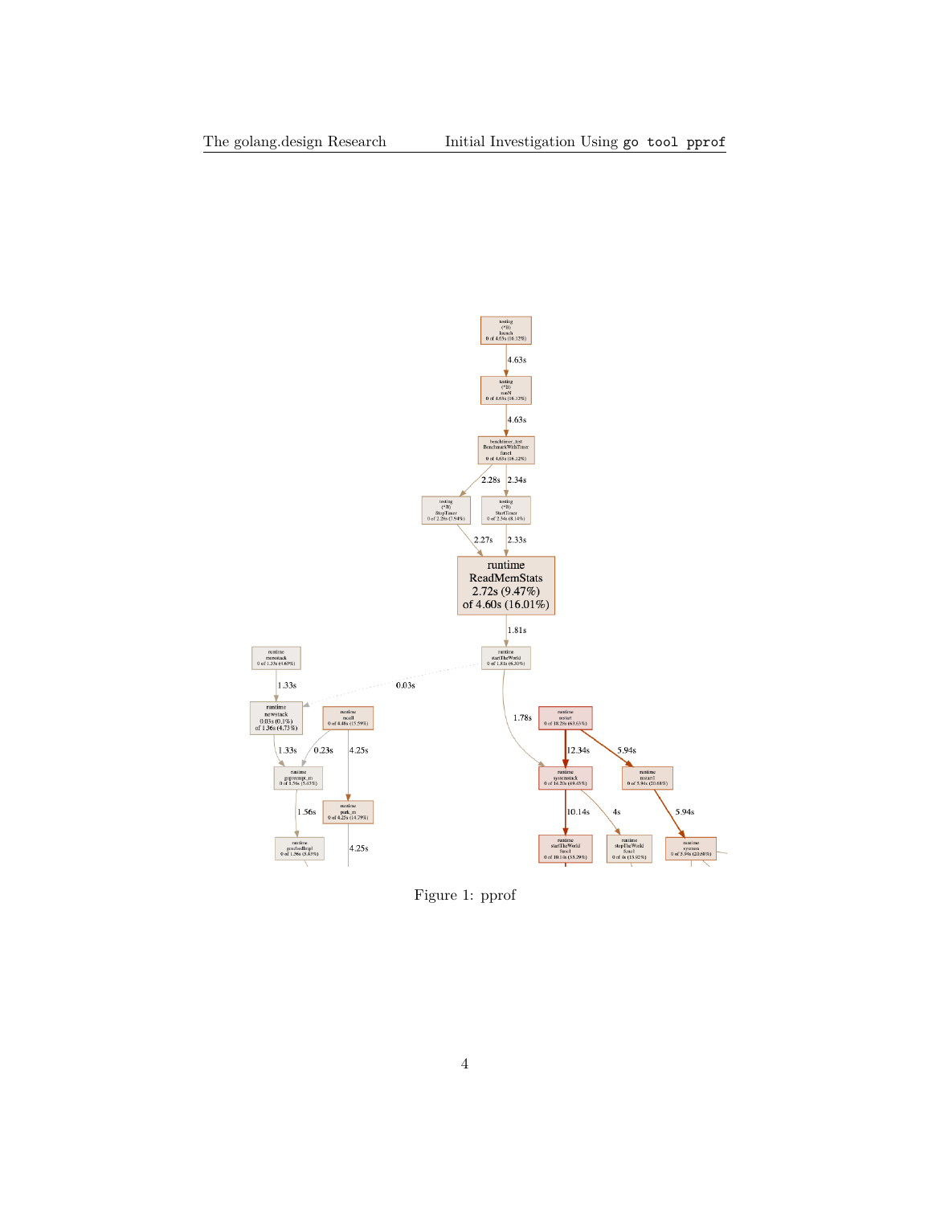Figure 1: pprof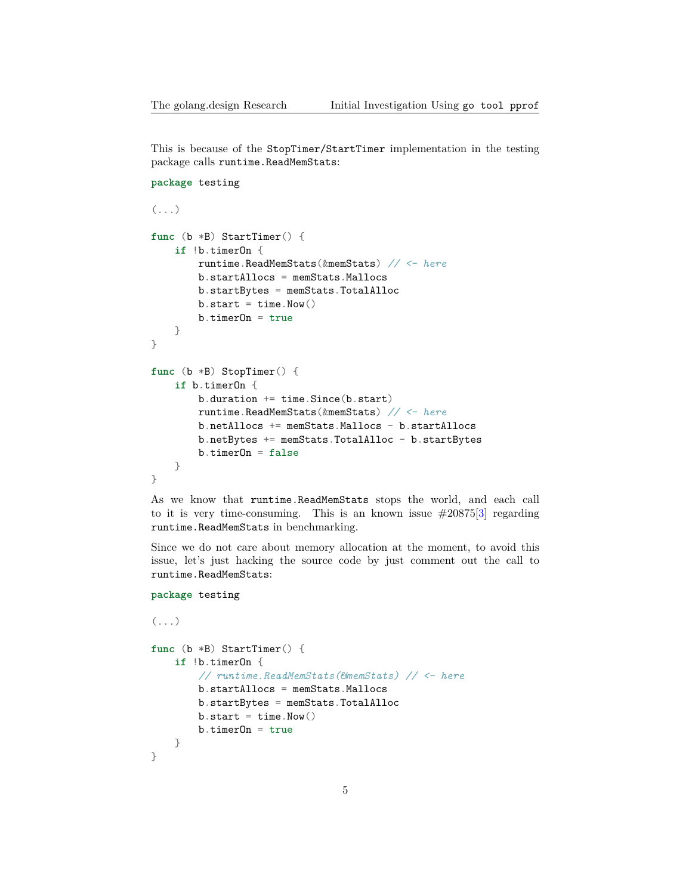This is because of the `StopTimer/StartTimer` implementation in the testing package calls `runtime.ReadMemStats`:

```go
package testing

(...)

func (b *B) StartTimer() {
    if !b.timerOn {
        runtime.ReadMemStats(&memStats) // <- here
        b.startAllocs = memStats.Mallocs
        b.startBytes = memStats.TotalAlloc
        b.start = time.Now()
        b.timerOn = true
    }
}

func (b *B) StopTimer() {
    if b.timerOn {
        b.duration += time.Since(b.start)
        runtime.ReadMemStats(&memStats) // <- here
        b.netAllocs += memStats.Mallocs - b.startAllocs
        b.netBytes += memStats.TotalAlloc - b.startBytes
        b.timerOn = false
    }
}
```

As we know that `runtime.ReadMemStats` stops the world, and each call to it is very time-consuming. This is an known issue #20875[3] regarding `runtime.ReadMemStats` in benchmarking.

Since we do not care about memory allocation at the moment, to avoid this issue, let's just hacking the source code by just comment out the call to `runtime.ReadMemStats`:

```go
package testing

(...)

func (b *B) StartTimer() {
    if !b.timerOn {
        // runtime.ReadMemStats(&memStats) // <- here
        b.startAllocs = memStats.Mallocs
        b.startBytes = memStats.TotalAlloc
        b.start = time.Now()
        b.timerOn = true
    }
}
```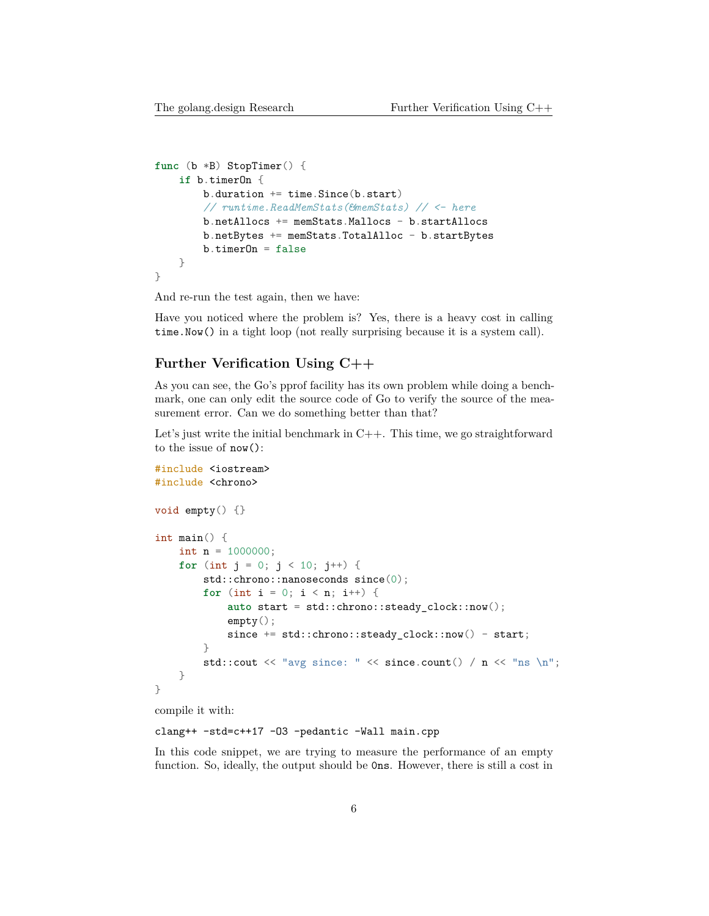```go
func (b *B) StopTimer() {
    if b.timerOn {
        b.duration += time.Since(b.start)
        // runtime.ReadMemStats(&memStats) // <- here
        b.netAllocs += memStats.Mallocs - b.startAllocs
        b.netBytes += memStats.TotalAlloc - b.startBytes
        b.timerOn = false
    }
}
```

And re-run the test again, then we have:

Have you noticed where the problem is? Yes, there is a heavy cost in calling `time.Now()` in a tight loop (not really surprising because it is a system call).

## Further Verification Using C++

As you can see, the Go's pprof facility has its own problem while doing a benchmark, one can only edit the source code of Go to verify the source of the measurement error. Can we do something better than that?

Let's just write the initial benchmark in C++. This time, we go straightforward to the issue of `now()`:

```cpp
#include <iostream>
#include <chrono>

void empty() {}

int main() {
    int n = 1000000;
    for (int j = 0; j < 10; j++) {
        std::chrono::nanoseconds since(0);
        for (int i = 0; i < n; i++) {
            auto start = std::chrono::steady_clock::now();
            empty();
            since += std::chrono::steady_clock::now() - start;
        }
        std::cout << "avg since: " << since.count() / n << "ns \n";
    }
}
```

compile it with:

```
clang++ -std=c++17 -O3 -pedantic -Wall main.cpp
```

In this code snippet, we are trying to measure the performance of an empty function. So, ideally, the output should be `0ns`. However, there is still a cost in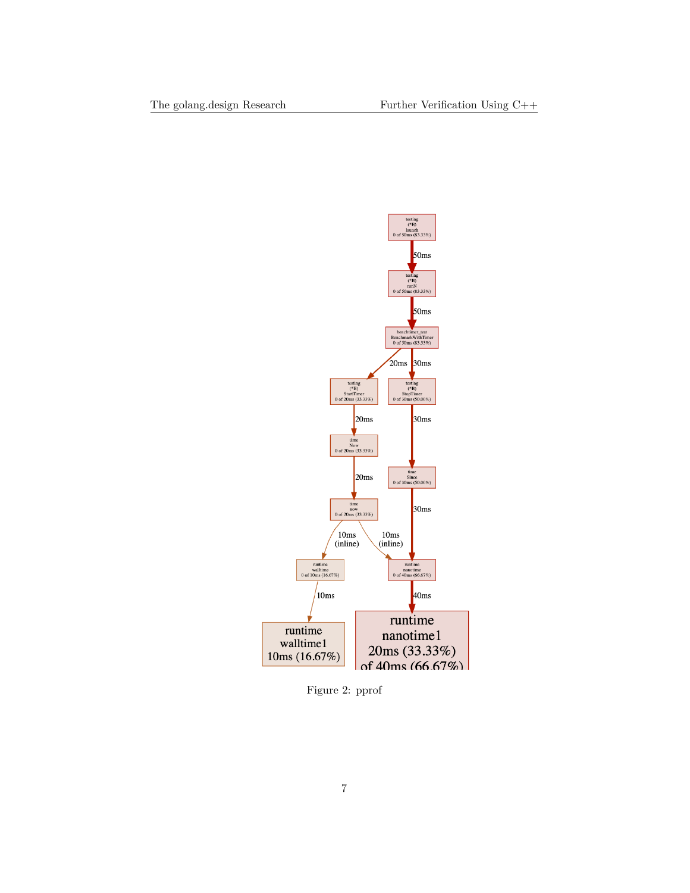Figure 2: pprof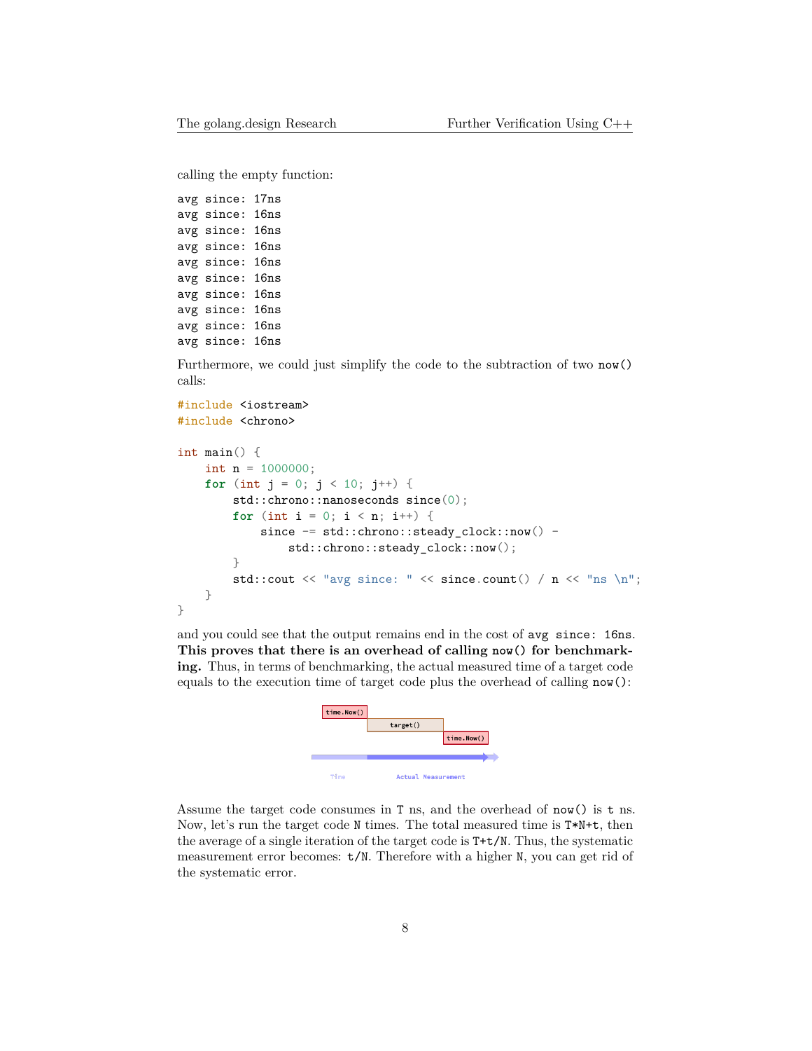calling the empty function:

```
avg since: 17ns
avg since: 16ns
avg since: 16ns
avg since: 16ns
avg since: 16ns
avg since: 16ns
avg since: 16ns
avg since: 16ns
avg since: 16ns
avg since: 16ns
```

Furthermore, we could just simplify the code to the subtraction of two `now()` calls:

```cpp
#include <iostream>
#include <chrono>

int main() {
    int n = 1000000;
    for (int j = 0; j < 10; j++) {
        std::chrono::nanoseconds since(0);
        for (int i = 0; i < n; i++) {
            since -= std::chrono::steady_clock::now() -
                std::chrono::steady_clock::now();
        }
        std::cout << "avg since: " << since.count() / n << "ns \n";
    }
}
```

and you could see that the output remains end in the cost of `avg since: 16ns`. **This proves that there is an overhead of calling `now()` for benchmarking.** Thus, in terms of benchmarking, the actual measured time of a target code equals to the execution time of target code plus the overhead of calling `now()`:

time.Now() target() time.Now() Time Actual Measurement

Assume the target code consumes in `T` ns, and the overhead of `now()` is `t` ns. Now, let's run the target code `N` times. The total measured time is `T*N+t`, then the average of a single iteration of the target code is `T+t/N`. Thus, the systematic measurement error becomes: `t/N`. Therefore with a higher `N`, you can get rid of the systematic error.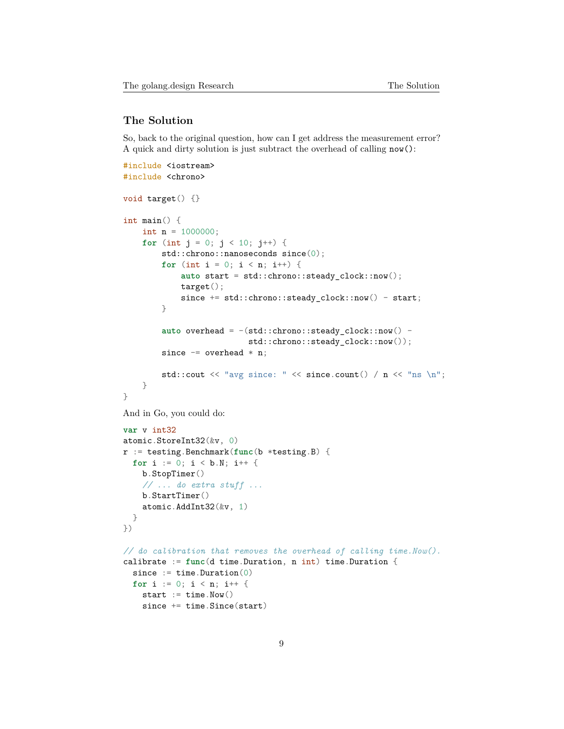## The Solution

So, back to the original question, how can I get address the measurement error? A quick and dirty solution is just subtract the overhead of calling `now()`:

```cpp
#include <iostream>
#include <chrono>

void target() {}

int main() {
    int n = 1000000;
    for (int j = 0; j < 10; j++) {
        std::chrono::nanoseconds since(0);
        for (int i = 0; i < n; i++) {
            auto start = std::chrono::steady_clock::now();
            target();
            since += std::chrono::steady_clock::now() - start;
        }

        auto overhead = -(std::chrono::steady_clock::now() -
                          std::chrono::steady_clock::now());
        since -= overhead * n;

        std::cout << "avg since: " << since.count() / n << "ns \n";
    }
}
```

And in Go, you could do:

```go
var v int32
atomic.StoreInt32(&v, 0)
r := testing.Benchmark(func(b *testing.B) {
  for i := 0; i < b.N; i++ {
    b.StopTimer()
    // ... do extra stuff ...
    b.StartTimer()
    atomic.AddInt32(&v, 1)
  }
})

// do calibration that removes the overhead of calling time.Now().
calibrate := func(d time.Duration, n int) time.Duration {
  since := time.Duration(0)
  for i := 0; i < n; i++ {
    start := time.Now()
    since += time.Since(start)
```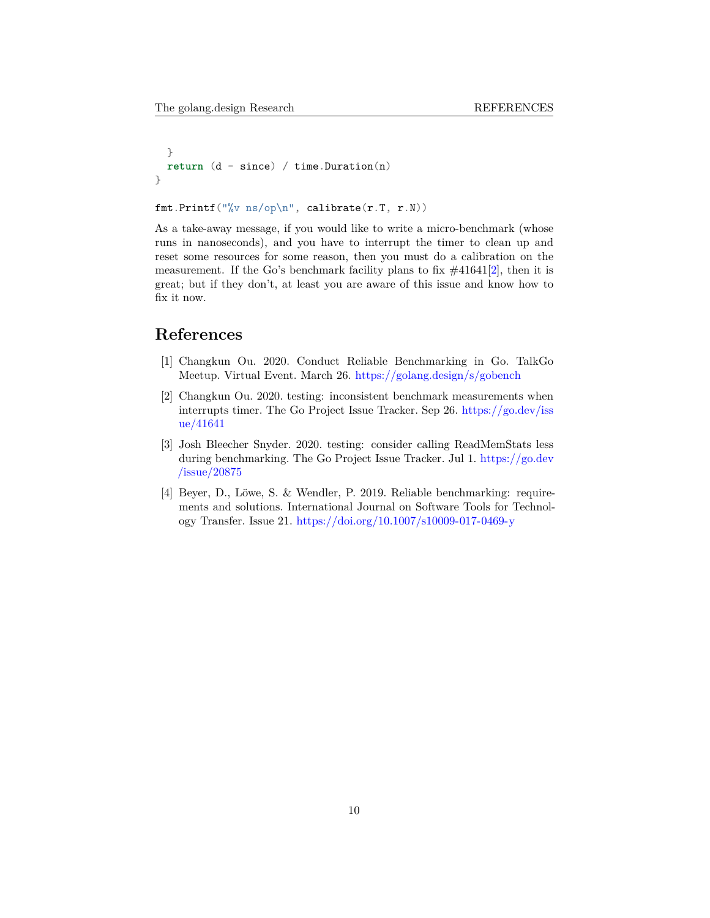```go
  }
  return (d - since) / time.Duration(n)
}

fmt.Printf("%v ns/op\n", calibrate(r.T, r.N))
```

As a take-away message, if you would like to write a micro-benchmark (whose runs in nanoseconds), and you have to interrupt the timer to clean up and reset some resources for some reason, then you must do a calibration on the measurement. If the Go's benchmark facility plans to fix #41641[2], then it is great; but if they don't, at least you are aware of this issue and know how to fix it now.

## References

[1] Changkun Ou. 2020. Conduct Reliable Benchmarking in Go. TalkGo Meetup. Virtual Event. March 26. https://golang.design/s/gobench

[2] Changkun Ou. 2020. testing: inconsistent benchmark measurements when interrupts timer. The Go Project Issue Tracker. Sep 26. https://go.dev/issue/41641

[3] Josh Bleecher Snyder. 2020. testing: consider calling ReadMemStats less during benchmarking. The Go Project Issue Tracker. Jul 1. https://go.dev/issue/20875

[4] Beyer, D., Löwe, S. & Wendler, P. 2019. Reliable benchmarking: requirements and solutions. International Journal on Software Tools for Technology Transfer. Issue 21. https://doi.org/10.1007/s10009-017-0469-y